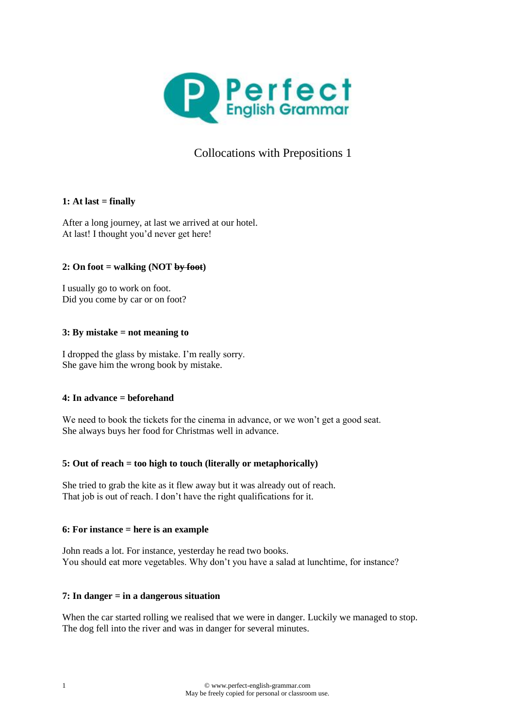# Collocations with Prepositions 1

**1: At last = finally**

After a long journey, at last we arrived at our hotel.
At last! I thought you'd never get here!

**2: On foot = walking (NOT ~~by foot~~)**

I usually go to work on foot.
Did you come by car or on foot?

**3: By mistake = not meaning to**

I dropped the glass by mistake. I'm really sorry.
She gave him the wrong book by mistake.

**4: In advance = beforehand**

We need to book the tickets for the cinema in advance, or we won't get a good seat.
She always buys her food for Christmas well in advance.

**5: Out of reach = too high to touch (literally or metaphorically)**

She tried to grab the kite as it flew away but it was already out of reach.
That job is out of reach. I don't have the right qualifications for it.

**6: For instance = here is an example**

John reads a lot. For instance, yesterday he read two books.
You should eat more vegetables. Why don't you have a salad at lunchtime, for instance?

**7: In danger = in a dangerous situation**

When the car started rolling we realised that we were in danger. Luckily we managed to stop.
The dog fell into the river and was in danger for several minutes.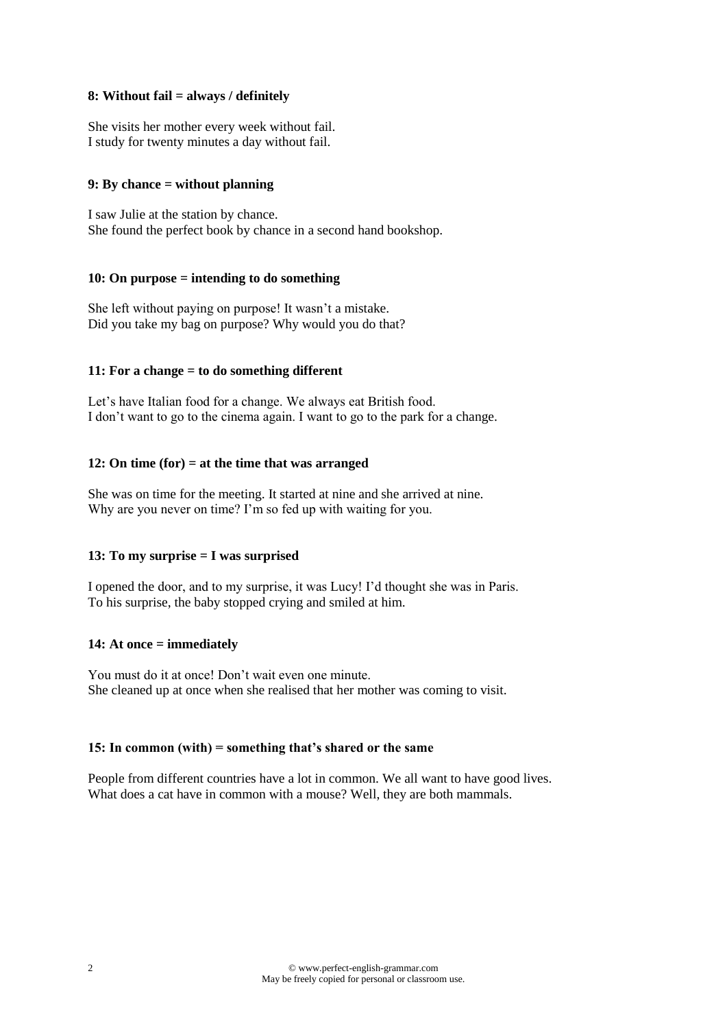**8: Without fail = always / definitely**

She visits her mother every week without fail.
I study for twenty minutes a day without fail.

**9: By chance = without planning**

I saw Julie at the station by chance.
She found the perfect book by chance in a second hand bookshop.

**10: On purpose = intending to do something**

She left without paying on purpose! It wasn't a mistake.
Did you take my bag on purpose? Why would you do that?

**11: For a change = to do something different**

Let's have Italian food for a change. We always eat British food.
I don't want to go to the cinema again. I want to go to the park for a change.

**12: On time (for) = at the time that was arranged**

She was on time for the meeting. It started at nine and she arrived at nine.
Why are you never on time? I'm so fed up with waiting for you.

**13: To my surprise = I was surprised**

I opened the door, and to my surprise, it was Lucy! I'd thought she was in Paris.
To his surprise, the baby stopped crying and smiled at him.

**14: At once = immediately**

You must do it at once! Don't wait even one minute.
She cleaned up at once when she realised that her mother was coming to visit.

**15: In common (with) = something that's shared or the same**

People from different countries have a lot in common. We all want to have good lives.
What does a cat have in common with a mouse? Well, they are both mammals.

© www.perfect-english-grammar.com
May be freely copied for personal or classroom use.